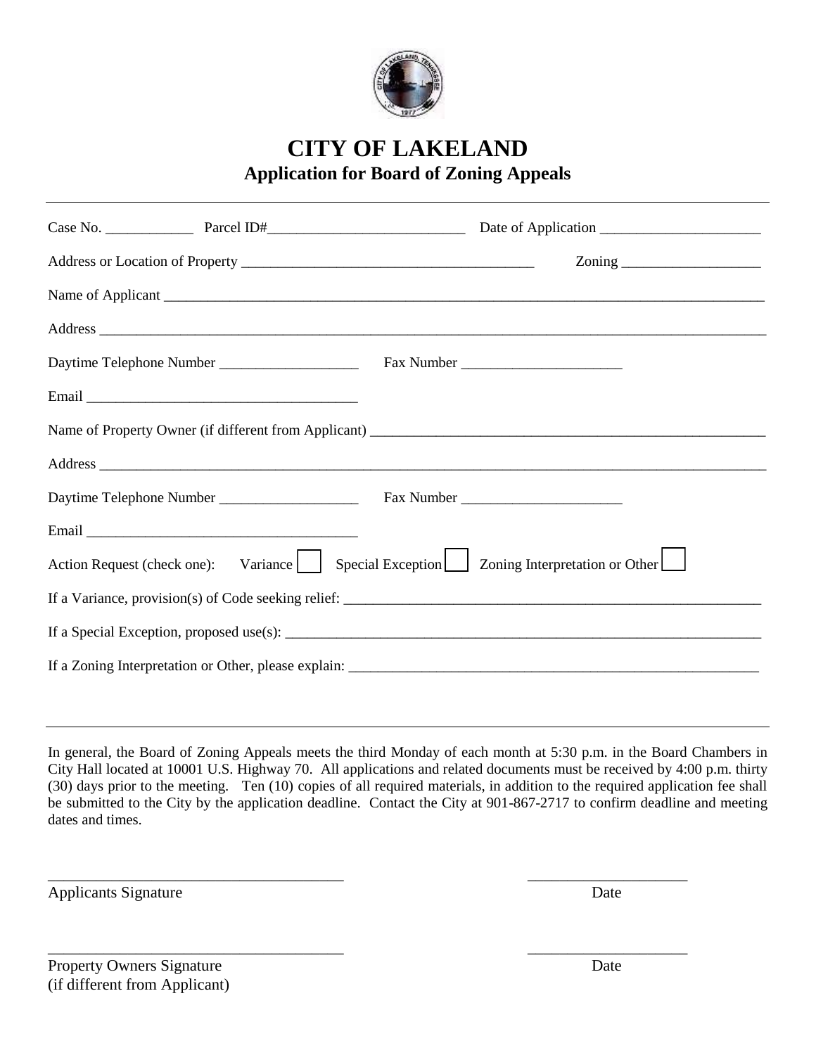# CITY OF LAKELAND

## Application for Board of Zoning Appeals

---

Case No. ____________ Parcel ID#___________________________ Date of Application ______________________

Address or Location of Property ________________________________________ Zoning ___________________

Name of Applicant ______________________________________________________________________________

Address _______________________________________________________________________________________

Daytime Telephone Number ___________________ Fax Number ______________________

Email _____________________________________

Name of Property Owner (if different from Applicant) ________________________________________________

Address _______________________________________________________________________________________

Daytime Telephone Number ___________________ Fax Number ______________________

Email _____________________________________

Action Request (check one): Variance ☐ Special Exception ☐ Zoning Interpretation or Other ☐

If a Variance, provision(s) of Code seeking relief: ____________________________________________________

If a Special Exception, proposed use(s): ___________________________________________________________

If a Zoning Interpretation or Other, please explain: ___________________________________________________

---

In general, the Board of Zoning Appeals meets the third Monday of each month at 5:30 p.m. in the Board Chambers in City Hall located at 10001 U.S. Highway 70. All applications and related documents must be received by 4:00 p.m. thirty (30) days prior to the meeting. Ten (10) copies of all required materials, in addition to the required application fee shall be submitted to the City by the application deadline. Contact the City at 901-867-2717 to confirm deadline and meeting dates and times.

_______________________________________ ____________________

Applicants Signature Date

_______________________________________ ____________________

Property Owners Signature Date
(if different from Applicant)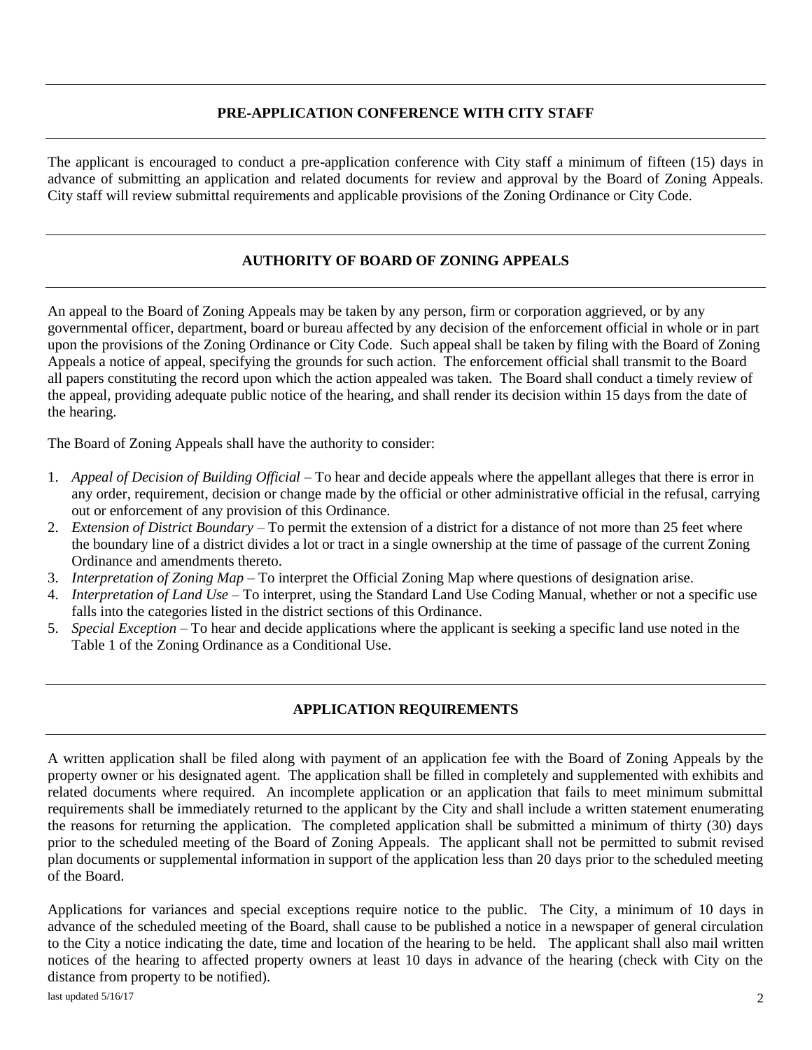## PRE-APPLICATION CONFERENCE WITH CITY STAFF

The applicant is encouraged to conduct a pre-application conference with City staff a minimum of fifteen (15) days in advance of submitting an application and related documents for review and approval by the Board of Zoning Appeals. City staff will review submittal requirements and applicable provisions of the Zoning Ordinance or City Code.

## AUTHORITY OF BOARD OF ZONING APPEALS

An appeal to the Board of Zoning Appeals may be taken by any person, firm or corporation aggrieved, or by any governmental officer, department, board or bureau affected by any decision of the enforcement official in whole or in part upon the provisions of the Zoning Ordinance or City Code. Such appeal shall be taken by filing with the Board of Zoning Appeals a notice of appeal, specifying the grounds for such action. The enforcement official shall transmit to the Board all papers constituting the record upon which the action appealed was taken. The Board shall conduct a timely review of the appeal, providing adequate public notice of the hearing, and shall render its decision within 15 days from the date of the hearing.

The Board of Zoning Appeals shall have the authority to consider:

1. *Appeal of Decision of Building Official* – To hear and decide appeals where the appellant alleges that there is error in any order, requirement, decision or change made by the official or other administrative official in the refusal, carrying out or enforcement of any provision of this Ordinance.
2. *Extension of District Boundary* – To permit the extension of a district for a distance of not more than 25 feet where the boundary line of a district divides a lot or tract in a single ownership at the time of passage of the current Zoning Ordinance and amendments thereto.
3. *Interpretation of Zoning Map* – To interpret the Official Zoning Map where questions of designation arise.
4. *Interpretation of Land Use* – To interpret, using the Standard Land Use Coding Manual, whether or not a specific use falls into the categories listed in the district sections of this Ordinance.
5. *Special Exception* – To hear and decide applications where the applicant is seeking a specific land use noted in the Table 1 of the Zoning Ordinance as a Conditional Use.

## APPLICATION REQUIREMENTS

A written application shall be filed along with payment of an application fee with the Board of Zoning Appeals by the property owner or his designated agent. The application shall be filled in completely and supplemented with exhibits and related documents where required. An incomplete application or an application that fails to meet minimum submittal requirements shall be immediately returned to the applicant by the City and shall include a written statement enumerating the reasons for returning the application. The completed application shall be submitted a minimum of thirty (30) days prior to the scheduled meeting of the Board of Zoning Appeals. The applicant shall not be permitted to submit revised plan documents or supplemental information in support of the application less than 20 days prior to the scheduled meeting of the Board.

Applications for variances and special exceptions require notice to the public. The City, a minimum of 10 days in advance of the scheduled meeting of the Board, shall cause to be published a notice in a newspaper of general circulation to the City a notice indicating the date, time and location of the hearing to be held. The applicant shall also mail written notices of the hearing to affected property owners at least 10 days in advance of the hearing (check with City on the distance from property to be notified).

last updated 5/16/17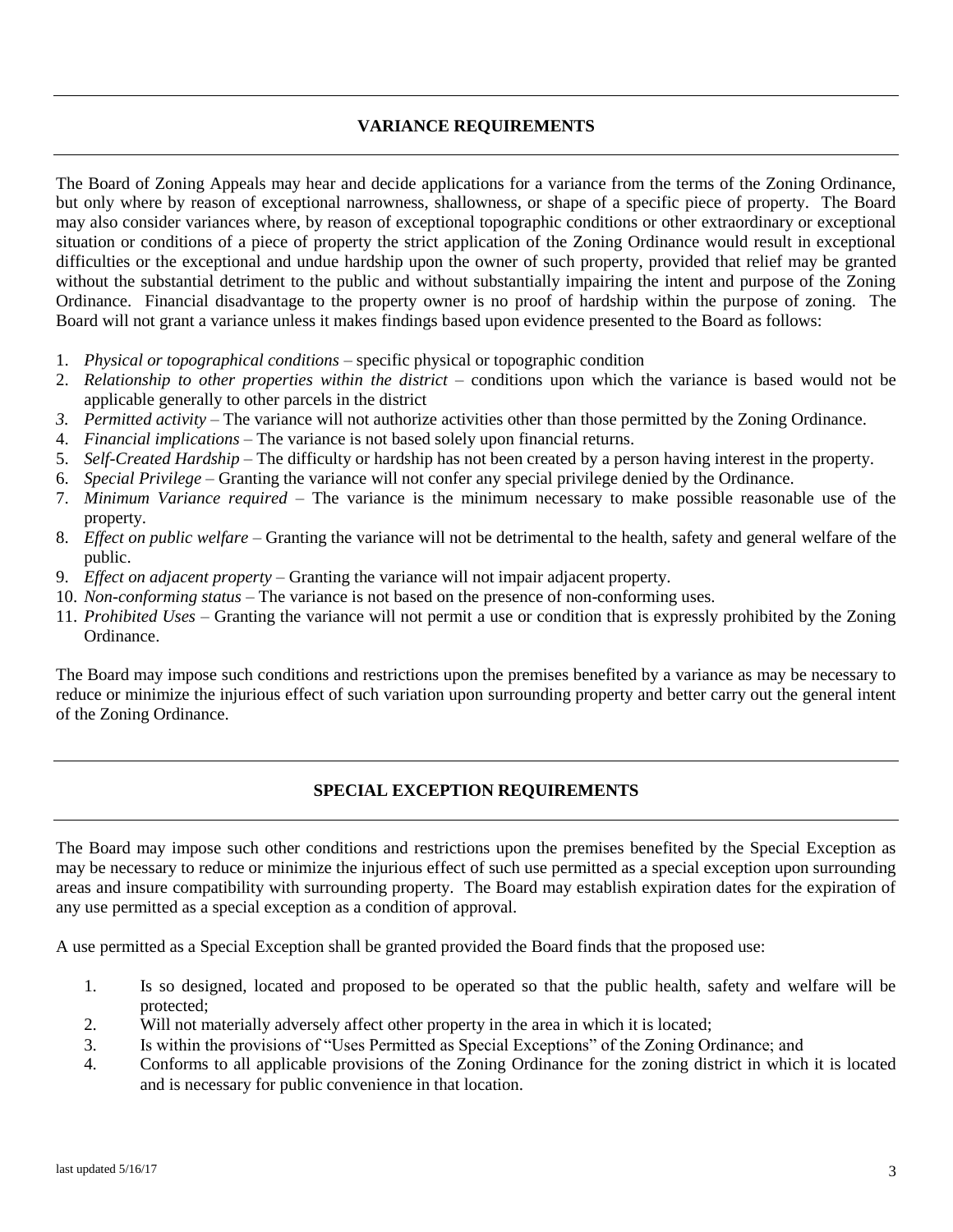## VARIANCE REQUIREMENTS

The Board of Zoning Appeals may hear and decide applications for a variance from the terms of the Zoning Ordinance, but only where by reason of exceptional narrowness, shallowness, or shape of a specific piece of property. The Board may also consider variances where, by reason of exceptional topographic conditions or other extraordinary or exceptional situation or conditions of a piece of property the strict application of the Zoning Ordinance would result in exceptional difficulties or the exceptional and undue hardship upon the owner of such property, provided that relief may be granted without the substantial detriment to the public and without substantially impairing the intent and purpose of the Zoning Ordinance. Financial disadvantage to the property owner is no proof of hardship within the purpose of zoning. The Board will not grant a variance unless it makes findings based upon evidence presented to the Board as follows:

1. *Physical or topographical conditions* – specific physical or topographic condition
2. *Relationship to other properties within the district* – conditions upon which the variance is based would not be applicable generally to other parcels in the district
3. *Permitted activity* – The variance will not authorize activities other than those permitted by the Zoning Ordinance.
4. *Financial implications* – The variance is not based solely upon financial returns.
5. *Self-Created Hardship* – The difficulty or hardship has not been created by a person having interest in the property.
6. *Special Privilege* – Granting the variance will not confer any special privilege denied by the Ordinance.
7. *Minimum Variance required* – The variance is the minimum necessary to make possible reasonable use of the property.
8. *Effect on public welfare* – Granting the variance will not be detrimental to the health, safety and general welfare of the public.
9. *Effect on adjacent property* – Granting the variance will not impair adjacent property.
10. *Non-conforming status* – The variance is not based on the presence of non-conforming uses.
11. *Prohibited Uses* – Granting the variance will not permit a use or condition that is expressly prohibited by the Zoning Ordinance.

The Board may impose such conditions and restrictions upon the premises benefited by a variance as may be necessary to reduce or minimize the injurious effect of such variation upon surrounding property and better carry out the general intent of the Zoning Ordinance.

## SPECIAL EXCEPTION REQUIREMENTS

The Board may impose such other conditions and restrictions upon the premises benefited by the Special Exception as may be necessary to reduce or minimize the injurious effect of such use permitted as a special exception upon surrounding areas and insure compatibility with surrounding property. The Board may establish expiration dates for the expiration of any use permitted as a special exception as a condition of approval.

A use permitted as a Special Exception shall be granted provided the Board finds that the proposed use:

1. Is so designed, located and proposed to be operated so that the public health, safety and welfare will be protected;
2. Will not materially adversely affect other property in the area in which it is located;
3. Is within the provisions of "Uses Permitted as Special Exceptions" of the Zoning Ordinance; and
4. Conforms to all applicable provisions of the Zoning Ordinance for the zoning district in which it is located and is necessary for public convenience in that location.

last updated 5/16/17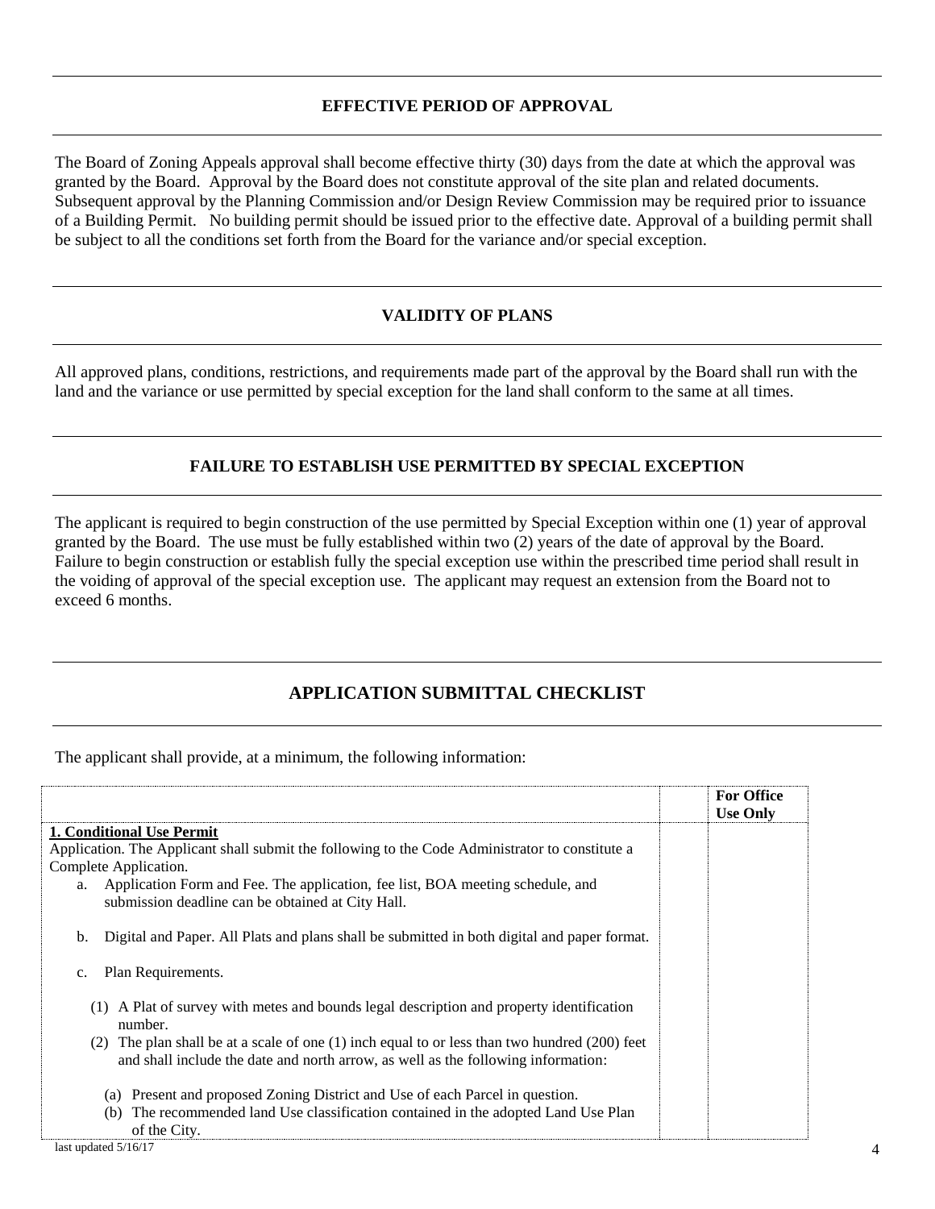## EFFECTIVE PERIOD OF APPROVAL

The Board of Zoning Appeals approval shall become effective thirty (30) days from the date at which the approval was granted by the Board. Approval by the Board does not constitute approval of the site plan and related documents. Subsequent approval by the Planning Commission and/or Design Review Commission may be required prior to issuance of a Building Permit. No building permit should be issued prior to the effective date. Approval of a building permit shall be subject to all the conditions set forth from the Board for the variance and/or special exception.

## VALIDITY OF PLANS

All approved plans, conditions, restrictions, and requirements made part of the approval by the Board shall run with the land and the variance or use permitted by special exception for the land shall conform to the same at all times.

## FAILURE TO ESTABLISH USE PERMITTED BY SPECIAL EXCEPTION

The applicant is required to begin construction of the use permitted by Special Exception within one (1) year of approval granted by the Board. The use must be fully established within two (2) years of the date of approval by the Board. Failure to begin construction or establish fully the special exception use within the prescribed time period shall result in the voiding of approval of the special exception use. The applicant may request an extension from the Board not to exceed 6 months.

## APPLICATION SUBMITTAL CHECKLIST

The applicant shall provide, at a minimum, the following information:

| | | **For Office Use Only** |
|---|---|---|
| **1. Conditional Use Permit**<br>Application. The Applicant shall submit the following to the Code Administrator to constitute a Complete Application.<br>a. Application Form and Fee. The application, fee list, BOA meeting schedule, and submission deadline can be obtained at City Hall.<br>b. Digital and Paper. All Plats and plans shall be submitted in both digital and paper format.<br>c. Plan Requirements.<br>(1) A Plat of survey with metes and bounds legal description and property identification number.<br>(2) The plan shall be at a scale of one (1) inch equal to or less than two hundred (200) feet and shall include the date and north arrow, as well as the following information:<br>(a) Present and proposed Zoning District and Use of each Parcel in question.<br>(b) The recommended land Use classification contained in the adopted Land Use Plan of the City. | | |

last updated 5/16/17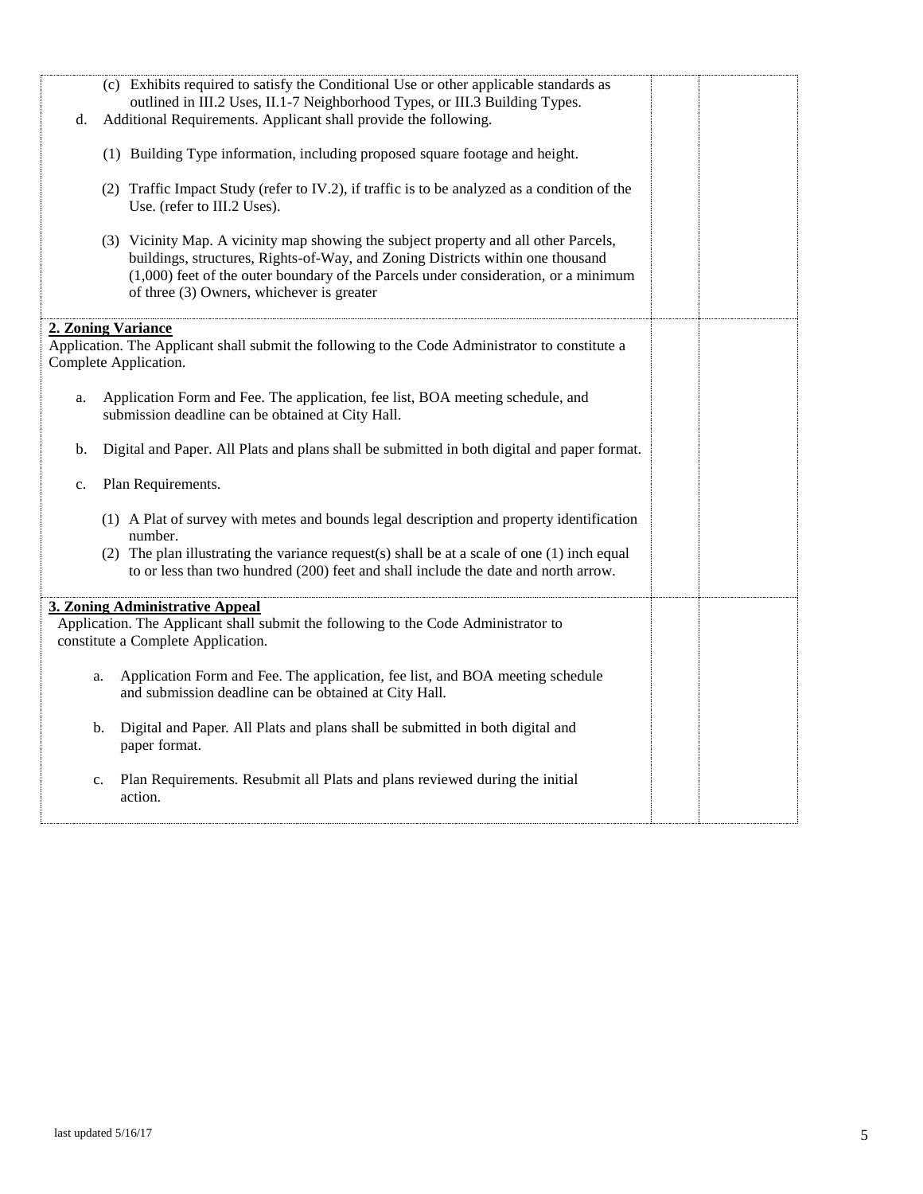| | | |
|---|---|---|
| (c) Exhibits required to satisfy the Conditional Use or other applicable standards as outlined in III.2 Uses, II.1-7 Neighborhood Types, or III.3 Building Types.<br>d. Additional Requirements. Applicant shall provide the following.<br><br>(1) Building Type information, including proposed square footage and height.<br><br>(2) Traffic Impact Study (refer to IV.2), if traffic is to be analyzed as a condition of the Use. (refer to III.2 Uses).<br><br>(3) Vicinity Map. A vicinity map showing the subject property and all other Parcels, buildings, structures, Rights-of-Way, and Zoning Districts within one thousand (1,000) feet of the outer boundary of the Parcels under consideration, or a minimum of three (3) Owners, whichever is greater | | |
| **2. Zoning Variance**<br>Application. The Applicant shall submit the following to the Code Administrator to constitute a Complete Application.<br><br>a. Application Form and Fee. The application, fee list, BOA meeting schedule, and submission deadline can be obtained at City Hall.<br><br>b. Digital and Paper. All Plats and plans shall be submitted in both digital and paper format.<br><br>c. Plan Requirements.<br><br>(1) A Plat of survey with metes and bounds legal description and property identification number.<br>(2) The plan illustrating the variance request(s) shall be at a scale of one (1) inch equal to or less than two hundred (200) feet and shall include the date and north arrow. | | |
| **3. Zoning Administrative Appeal**<br>Application. The Applicant shall submit the following to the Code Administrator to constitute a Complete Application.<br><br>a. Application Form and Fee. The application, fee list, and BOA meeting schedule and submission deadline can be obtained at City Hall.<br><br>b. Digital and Paper. All Plats and plans shall be submitted in both digital and paper format.<br><br>c. Plan Requirements. Resubmit all Plats and plans reviewed during the initial action. | | |

last updated 5/16/17